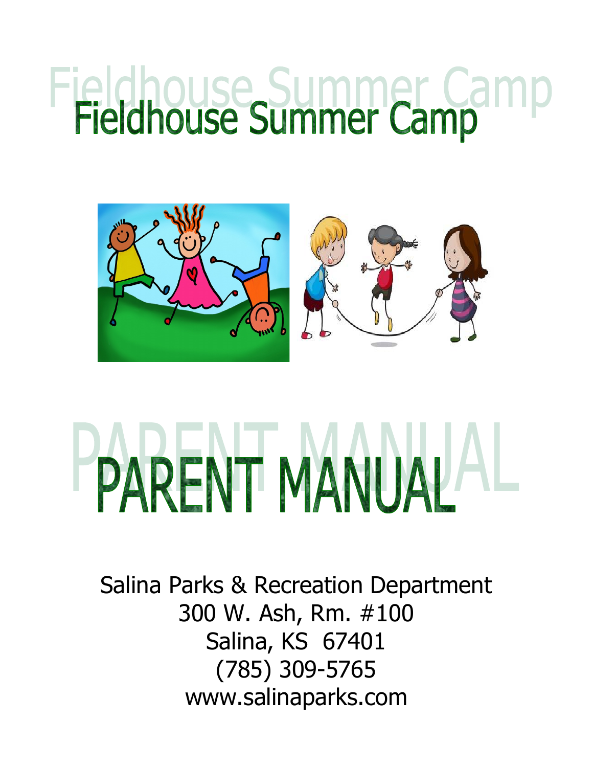# Fieldhouse Summer Camp

# PARENT MANUAL

Salina Parks & Recreation Department
300 W. Ash, Rm. #100
Salina, KS 67401
(785) 309-5765
www.salinaparks.com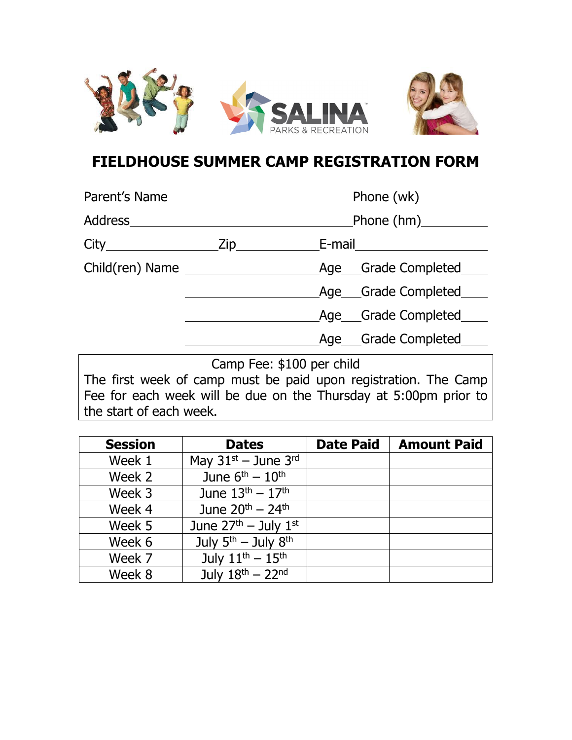# FIELDHOUSE SUMMER CAMP REGISTRATION FORM

Parent's Name\_\_\_\_\_\_\_\_\_\_\_\_\_\_\_\_\_\_\_\_\_\_\_\_\_\_\_\_\_\_ Phone (wk)\_\_\_\_\_\_\_\_\_\_

Address\_\_\_\_\_\_\_\_\_\_\_\_\_\_\_\_\_\_\_\_\_\_\_\_\_\_\_\_\_\_\_\_\_\_\_\_ Phone (hm)\_\_\_\_\_\_\_\_\_\_

City\_\_\_\_\_\_\_\_\_\_\_\_\_\_\_\_ Zip\_\_\_\_\_\_\_\_\_\_\_\_\_ E-mail\_\_\_\_\_\_\_\_\_\_\_\_\_\_\_\_\_\_\_\_

Child(ren) Name \_\_\_\_\_\_\_\_\_\_\_\_\_\_\_\_\_\_\_\_\_ Age\_\_\_ Grade Completed\_\_\_\_

\_\_\_\_\_\_\_\_\_\_\_\_\_\_\_\_\_\_\_\_\_ Age\_\_\_ Grade Completed\_\_\_\_

\_\_\_\_\_\_\_\_\_\_\_\_\_\_\_\_\_\_\_\_\_ Age\_\_\_ Grade Completed\_\_\_\_

\_\_\_\_\_\_\_\_\_\_\_\_\_\_\_\_\_\_\_\_\_ Age\_\_\_ Grade Completed\_\_\_\_

Camp Fee: $100 per child

The first week of camp must be paid upon registration. The Camp Fee for each week will be due on the Thursday at 5:00pm prior to the start of each week.

| Session | Dates | Date Paid | Amount Paid |
|---|---|---|---|
| Week 1 | May 31st – June 3rd | | |
| Week 2 | June 6th – 10th | | |
| Week 3 | June 13th – 17th | | |
| Week 4 | June 20th – 24th | | |
| Week 5 | June 27th – July 1st | | |
| Week 6 | July 5th – July 8th | | |
| Week 7 | July 11th – 15th | | |
| Week 8 | July 18th – 22nd | | |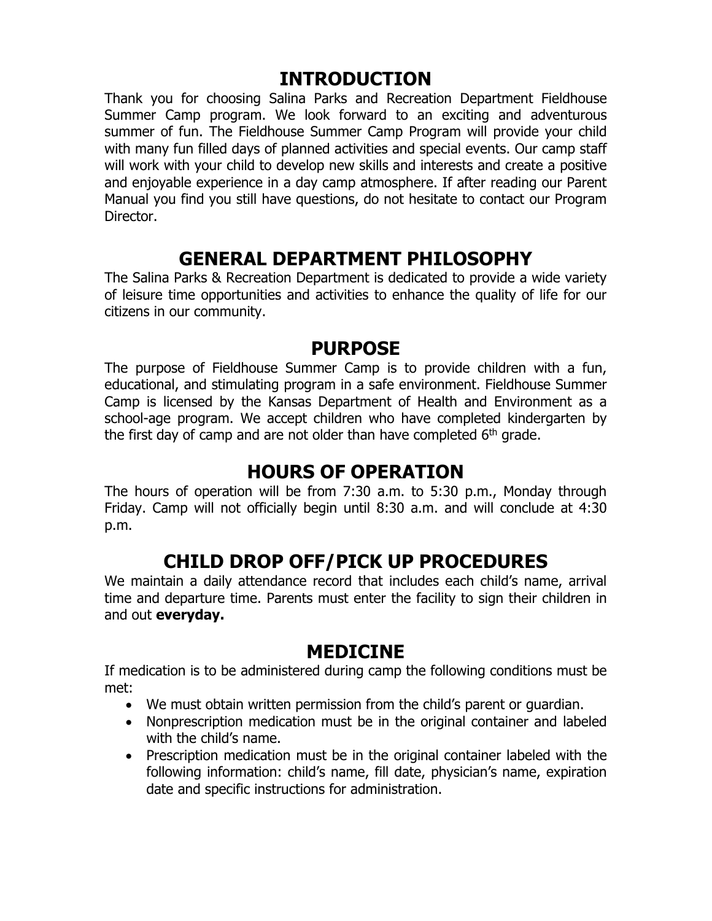## INTRODUCTION

Thank you for choosing Salina Parks and Recreation Department Fieldhouse Summer Camp program. We look forward to an exciting and adventurous summer of fun. The Fieldhouse Summer Camp Program will provide your child with many fun filled days of planned activities and special events. Our camp staff will work with your child to develop new skills and interests and create a positive and enjoyable experience in a day camp atmosphere. If after reading our Parent Manual you find you still have questions, do not hesitate to contact our Program Director.

## GENERAL DEPARTMENT PHILOSOPHY

The Salina Parks & Recreation Department is dedicated to provide a wide variety of leisure time opportunities and activities to enhance the quality of life for our citizens in our community.

## PURPOSE

The purpose of Fieldhouse Summer Camp is to provide children with a fun, educational, and stimulating program in a safe environment. Fieldhouse Summer Camp is licensed by the Kansas Department of Health and Environment as a school-age program. We accept children who have completed kindergarten by the first day of camp and are not older than have completed 6th grade.

## HOURS OF OPERATION

The hours of operation will be from 7:30 a.m. to 5:30 p.m., Monday through Friday. Camp will not officially begin until 8:30 a.m. and will conclude at 4:30 p.m.

## CHILD DROP OFF/PICK UP PROCEDURES

We maintain a daily attendance record that includes each child's name, arrival time and departure time. Parents must enter the facility to sign their children in and out **everyday.**

## MEDICINE

If medication is to be administered during camp the following conditions must be met:

- We must obtain written permission from the child's parent or guardian.
- Nonprescription medication must be in the original container and labeled with the child's name.
- Prescription medication must be in the original container labeled with the following information: child's name, fill date, physician's name, expiration date and specific instructions for administration.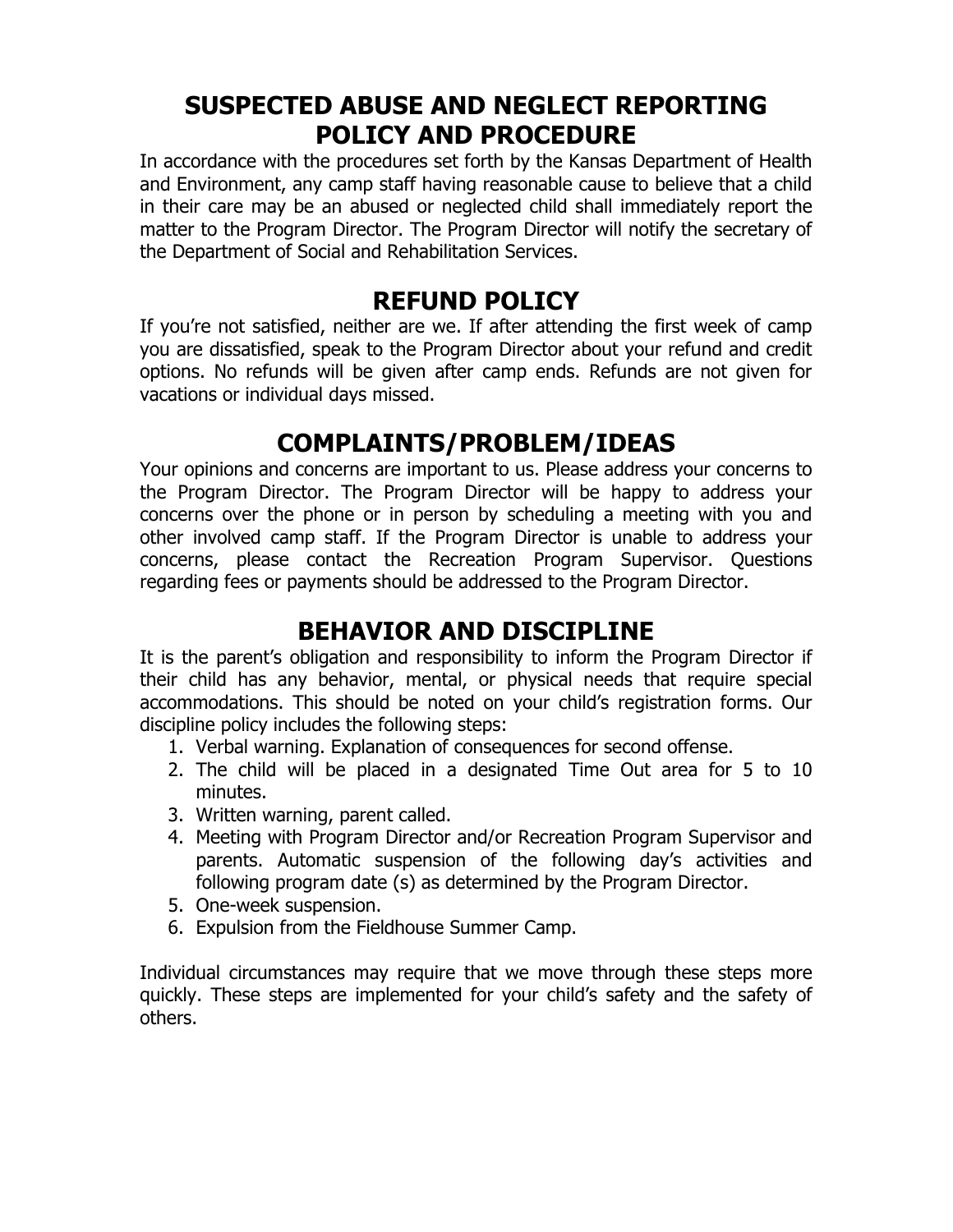## SUSPECTED ABUSE AND NEGLECT REPORTING POLICY AND PROCEDURE

In accordance with the procedures set forth by the Kansas Department of Health and Environment, any camp staff having reasonable cause to believe that a child in their care may be an abused or neglected child shall immediately report the matter to the Program Director. The Program Director will notify the secretary of the Department of Social and Rehabilitation Services.

## REFUND POLICY

If you're not satisfied, neither are we. If after attending the first week of camp you are dissatisfied, speak to the Program Director about your refund and credit options. No refunds will be given after camp ends. Refunds are not given for vacations or individual days missed.

## COMPLAINTS/PROBLEM/IDEAS

Your opinions and concerns are important to us. Please address your concerns to the Program Director. The Program Director will be happy to address your concerns over the phone or in person by scheduling a meeting with you and other involved camp staff. If the Program Director is unable to address your concerns, please contact the Recreation Program Supervisor. Questions regarding fees or payments should be addressed to the Program Director.

## BEHAVIOR AND DISCIPLINE

It is the parent's obligation and responsibility to inform the Program Director if their child has any behavior, mental, or physical needs that require special accommodations. This should be noted on your child's registration forms. Our discipline policy includes the following steps:

1. Verbal warning. Explanation of consequences for second offense.
2. The child will be placed in a designated Time Out area for 5 to 10 minutes.
3. Written warning, parent called.
4. Meeting with Program Director and/or Recreation Program Supervisor and parents. Automatic suspension of the following day's activities and following program date (s) as determined by the Program Director.
5. One-week suspension.
6. Expulsion from the Fieldhouse Summer Camp.

Individual circumstances may require that we move through these steps more quickly. These steps are implemented for your child's safety and the safety of others.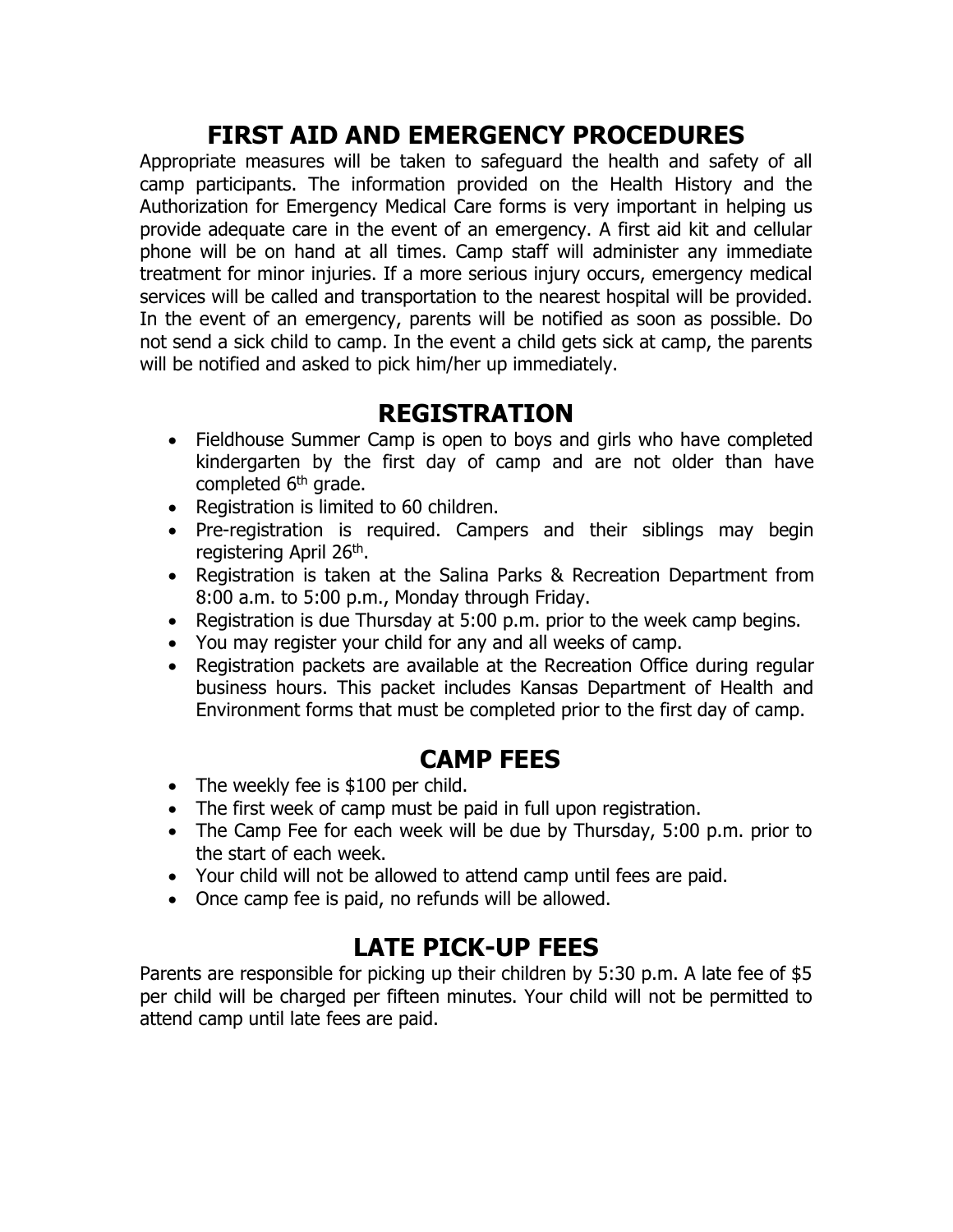## FIRST AID AND EMERGENCY PROCEDURES

Appropriate measures will be taken to safeguard the health and safety of all camp participants. The information provided on the Health History and the Authorization for Emergency Medical Care forms is very important in helping us provide adequate care in the event of an emergency. A first aid kit and cellular phone will be on hand at all times. Camp staff will administer any immediate treatment for minor injuries. If a more serious injury occurs, emergency medical services will be called and transportation to the nearest hospital will be provided. In the event of an emergency, parents will be notified as soon as possible. Do not send a sick child to camp. In the event a child gets sick at camp, the parents will be notified and asked to pick him/her up immediately.

## REGISTRATION

- Fieldhouse Summer Camp is open to boys and girls who have completed kindergarten by the first day of camp and are not older than have completed 6th grade.
- Registration is limited to 60 children.
- Pre-registration is required. Campers and their siblings may begin registering April 26th.
- Registration is taken at the Salina Parks & Recreation Department from 8:00 a.m. to 5:00 p.m., Monday through Friday.
- Registration is due Thursday at 5:00 p.m. prior to the week camp begins.
- You may register your child for any and all weeks of camp.
- Registration packets are available at the Recreation Office during regular business hours. This packet includes Kansas Department of Health and Environment forms that must be completed prior to the first day of camp.

## CAMP FEES

- The weekly fee is $100 per child.
- The first week of camp must be paid in full upon registration.
- The Camp Fee for each week will be due by Thursday, 5:00 p.m. prior to the start of each week.
- Your child will not be allowed to attend camp until fees are paid.
- Once camp fee is paid, no refunds will be allowed.

## LATE PICK-UP FEES

Parents are responsible for picking up their children by 5:30 p.m. A late fee of $5 per child will be charged per fifteen minutes. Your child will not be permitted to attend camp until late fees are paid.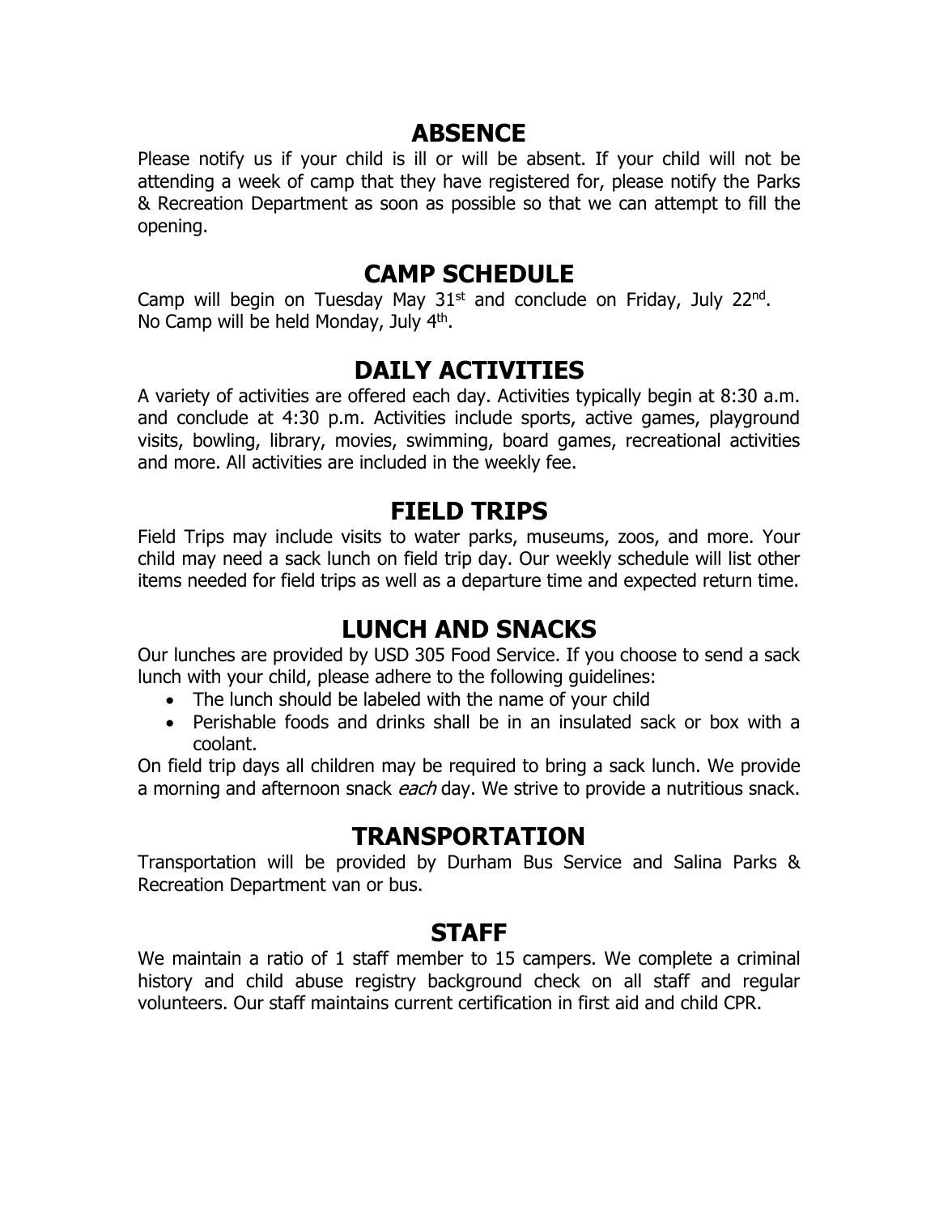## ABSENCE

Please notify us if your child is ill or will be absent. If your child will not be attending a week of camp that they have registered for, please notify the Parks & Recreation Department as soon as possible so that we can attempt to fill the opening.

## CAMP SCHEDULE

Camp will begin on Tuesday May 31st and conclude on Friday, July 22nd. No Camp will be held Monday, July 4th.

## DAILY ACTIVITIES

A variety of activities are offered each day. Activities typically begin at 8:30 a.m. and conclude at 4:30 p.m. Activities include sports, active games, playground visits, bowling, library, movies, swimming, board games, recreational activities and more. All activities are included in the weekly fee.

## FIELD TRIPS

Field Trips may include visits to water parks, museums, zoos, and more. Your child may need a sack lunch on field trip day. Our weekly schedule will list other items needed for field trips as well as a departure time and expected return time.

## LUNCH AND SNACKS

Our lunches are provided by USD 305 Food Service. If you choose to send a sack lunch with your child, please adhere to the following guidelines:

- The lunch should be labeled with the name of your child
- Perishable foods and drinks shall be in an insulated sack or box with a coolant.

On field trip days all children may be required to bring a sack lunch. We provide a morning and afternoon snack *each* day. We strive to provide a nutritious snack.

## TRANSPORTATION

Transportation will be provided by Durham Bus Service and Salina Parks & Recreation Department van or bus.

## STAFF

We maintain a ratio of 1 staff member to 15 campers. We complete a criminal history and child abuse registry background check on all staff and regular volunteers. Our staff maintains current certification in first aid and child CPR.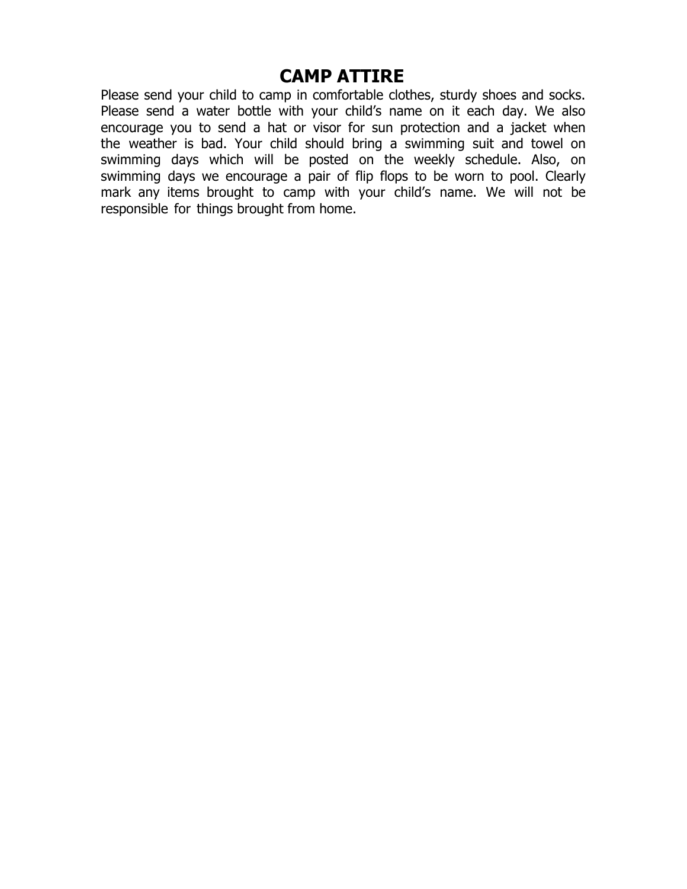# CAMP ATTIRE

Please send your child to camp in comfortable clothes, sturdy shoes and socks. Please send a water bottle with your child's name on it each day. We also encourage you to send a hat or visor for sun protection and a jacket when the weather is bad. Your child should bring a swimming suit and towel on swimming days which will be posted on the weekly schedule. Also, on swimming days we encourage a pair of flip flops to be worn to pool. Clearly mark any items brought to camp with your child's name. We will not be responsible for things brought from home.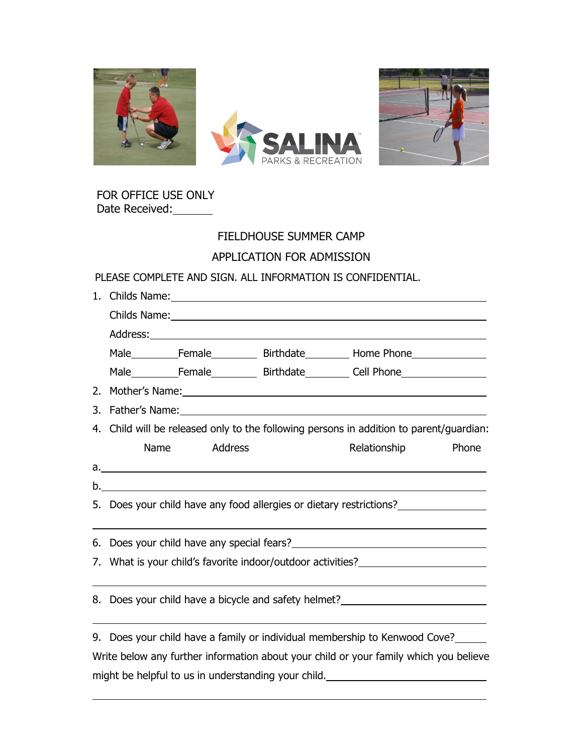FOR OFFICE USE ONLY
Date Received:_______

FIELDHOUSE SUMMER CAMP

APPLICATION FOR ADMISSION

PLEASE COMPLETE AND SIGN. ALL INFORMATION IS CONFIDENTIAL.

1. Childs Name:_______________________________________________

   Childs Name:_______________________________________________

   Address:___________________________________________________

   Male________Female________ Birthdate________ Home Phone____________

   Male________Female________ Birthdate________ Cell Phone____________

2. Mother's Name:_____________________________________________
3. Father's Name:_____________________________________________
4. Child will be released only to the following persons in addition to parent/guardian:

   Name          Address                    Relationship          Phone

a.____________________________________________________________

b.____________________________________________________________

5. Does your child have any food allergies or dietary restrictions?____________

______________________________________________________________

6. Does your child have any special fears?______________________________
7. What is your child's favorite indoor/outdoor activities?_____________________

______________________________________________________________

8. Does your child have a bicycle and safety helmet?______________________

______________________________________________________________

9. Does your child have a family or individual membership to Kenwood Cove?_____

Write below any further information about your child or your family which you believe might be helpful to us in understanding your child.____________________________

______________________________________________________________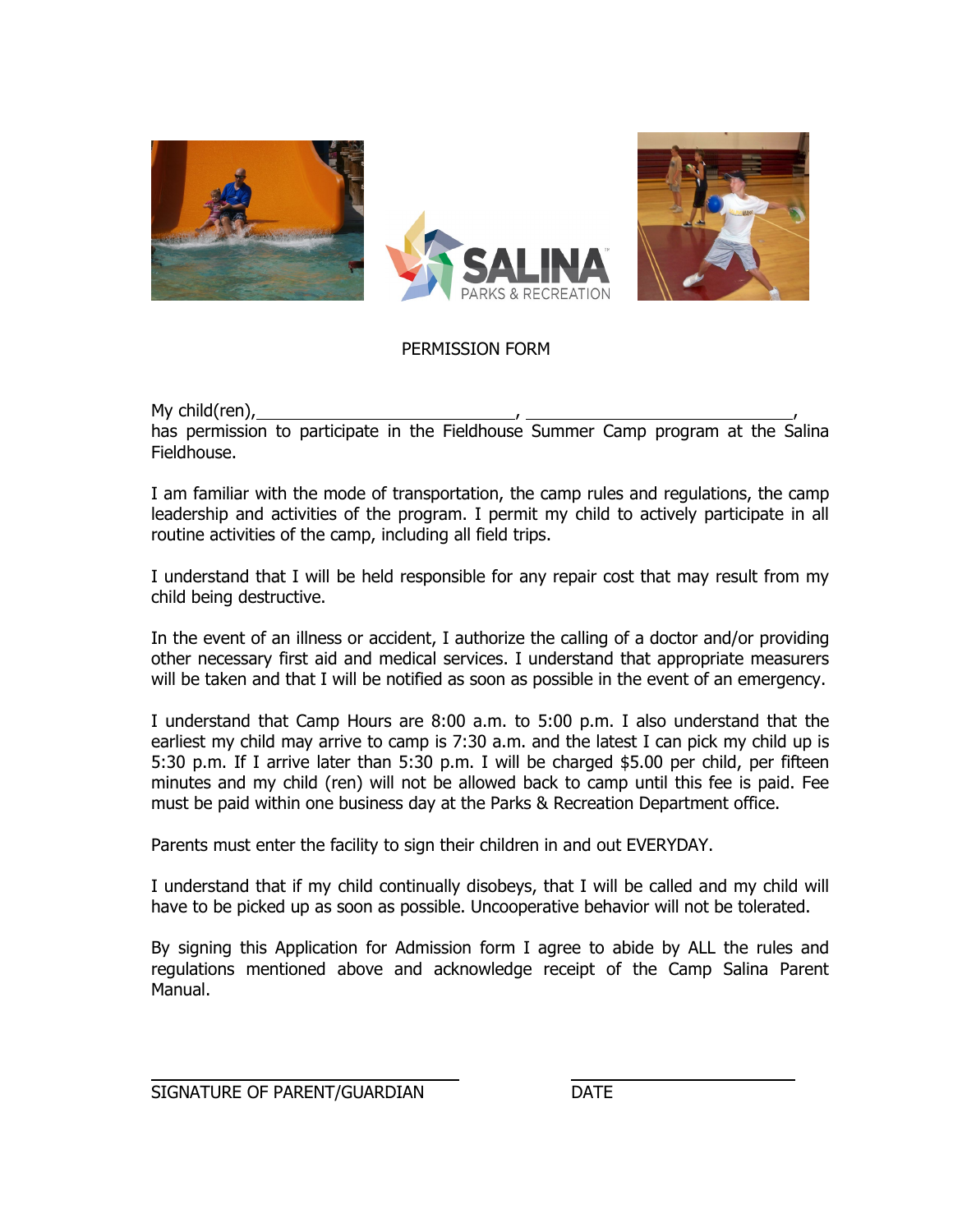PERMISSION FORM

My child(ren),\_\_\_\_\_\_\_\_\_\_\_\_\_\_\_\_\_\_\_\_\_\_\_\_\_\_\_\_\_\_, \_\_\_\_\_\_\_\_\_\_\_\_\_\_\_\_\_\_\_\_\_\_\_\_\_\_\_\_\_\_,
has permission to participate in the Fieldhouse Summer Camp program at the Salina Fieldhouse.

I am familiar with the mode of transportation, the camp rules and regulations, the camp leadership and activities of the program. I permit my child to actively participate in all routine activities of the camp, including all field trips.

I understand that I will be held responsible for any repair cost that may result from my child being destructive.

In the event of an illness or accident, I authorize the calling of a doctor and/or providing other necessary first aid and medical services. I understand that appropriate measurers will be taken and that I will be notified as soon as possible in the event of an emergency.

I understand that Camp Hours are 8:00 a.m. to 5:00 p.m. I also understand that the earliest my child may arrive to camp is 7:30 a.m. and the latest I can pick my child up is 5:30 p.m. If I arrive later than 5:30 p.m. I will be charged $5.00 per child, per fifteen minutes and my child (ren) will not be allowed back to camp until this fee is paid. Fee must be paid within one business day at the Parks & Recreation Department office.

Parents must enter the facility to sign their children in and out EVERYDAY.

I understand that if my child continually disobeys, that I will be called and my child will have to be picked up as soon as possible. Uncooperative behavior will not be tolerated.

By signing this Application for Admission form I agree to abide by ALL the rules and regulations mentioned above and acknowledge receipt of the Camp Salina Parent Manual.

\_\_\_\_\_\_\_\_\_\_\_\_\_\_\_\_\_\_\_\_\_\_\_\_\_\_\_\_\_\_ &nbsp;&nbsp;&nbsp;&nbsp;&nbsp;&nbsp;&nbsp;&nbsp; \_\_\_\_\_\_\_\_\_\_\_\_\_\_\_\_\_\_\_\_
SIGNATURE OF PARENT/GUARDIAN &nbsp;&nbsp;&nbsp;&nbsp;&nbsp;&nbsp;&nbsp;&nbsp; DATE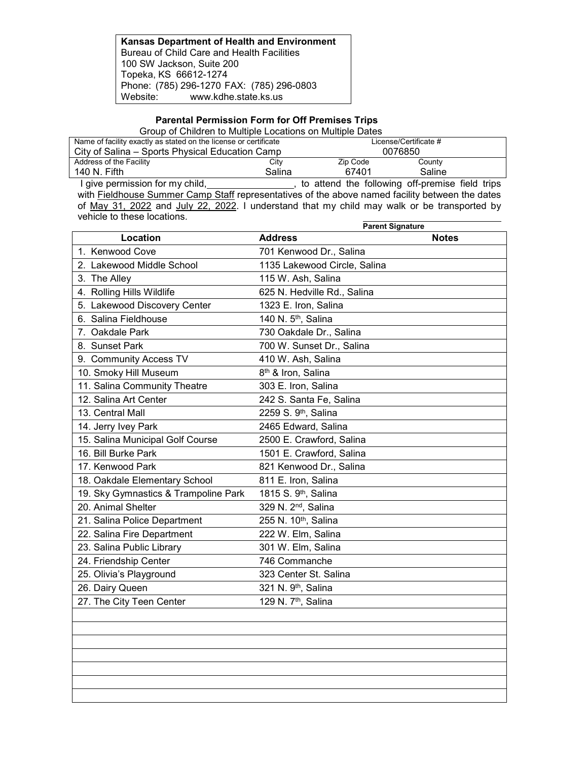**Kansas Department of Health and Environment**
Bureau of Child Care and Health Facilities
100 SW Jackson, Suite 200
Topeka, KS 66612-1274
Phone: (785) 296-1270 FAX: (785) 296-0803
Website: www.kdhe.state.ks.us

## Parental Permission Form for Off Premises Trips

Group of Children to Multiple Locations on Multiple Dates

| Name of facility exactly as stated on the license or certificate | | | License/Certificate # |
|---|---|---|---|
| City of Salina – Sports Physical Education Camp | | | 0076850 |
| **Address of the Facility** | **City** | **Zip Code** | **County** |
| 140 N. Fifth | Salina | 67401 | Saline |

I give permission for my child, _________________, to attend the following off-premise field trips with Fieldhouse Summer Camp Staff representatives of the above named facility between the dates of May 31, 2022 and July 22, 2022. I understand that my child may walk or be transported by vehicle to these locations.

_______________________________
**Parent Signature**

| Location | Address | Notes |
|---|---|---|
| 1. Kenwood Cove | 701 Kenwood Dr., Salina | |
| 2. Lakewood Middle School | 1135 Lakewood Circle, Salina | |
| 3. The Alley | 115 W. Ash, Salina | |
| 4. Rolling Hills Wildlife | 625 N. Hedville Rd., Salina | |
| 5. Lakewood Discovery Center | 1323 E. Iron, Salina | |
| 6. Salina Fieldhouse | 140 N. 5th, Salina | |
| 7. Oakdale Park | 730 Oakdale Dr., Salina | |
| 8. Sunset Park | 700 W. Sunset Dr., Salina | |
| 9. Community Access TV | 410 W. Ash, Salina | |
| 10. Smoky Hill Museum | 8th & Iron, Salina | |
| 11. Salina Community Theatre | 303 E. Iron, Salina | |
| 12. Salina Art Center | 242 S. Santa Fe, Salina | |
| 13. Central Mall | 2259 S. 9th, Salina | |
| 14. Jerry Ivey Park | 2465 Edward, Salina | |
| 15. Salina Municipal Golf Course | 2500 E. Crawford, Salina | |
| 16. Bill Burke Park | 1501 E. Crawford, Salina | |
| 17. Kenwood Park | 821 Kenwood Dr., Salina | |
| 18. Oakdale Elementary School | 811 E. Iron, Salina | |
| 19. Sky Gymnastics & Trampoline Park | 1815 S. 9th, Salina | |
| 20. Animal Shelter | 329 N. 2nd, Salina | |
| 21. Salina Police Department | 255 N. 10th, Salina | |
| 22. Salina Fire Department | 222 W. Elm, Salina | |
| 23. Salina Public Library | 301 W. Elm, Salina | |
| 24. Friendship Center | 746 Commanche | |
| 25. Olivia's Playground | 323 Center St. Salina | |
| 26. Dairy Queen | 321 N. 9th, Salina | |
| 27. The City Teen Center | 129 N. 7th, Salina | |
| | | |
| | | |
| | | |
| | | |
| | | |
| | | |
| | | |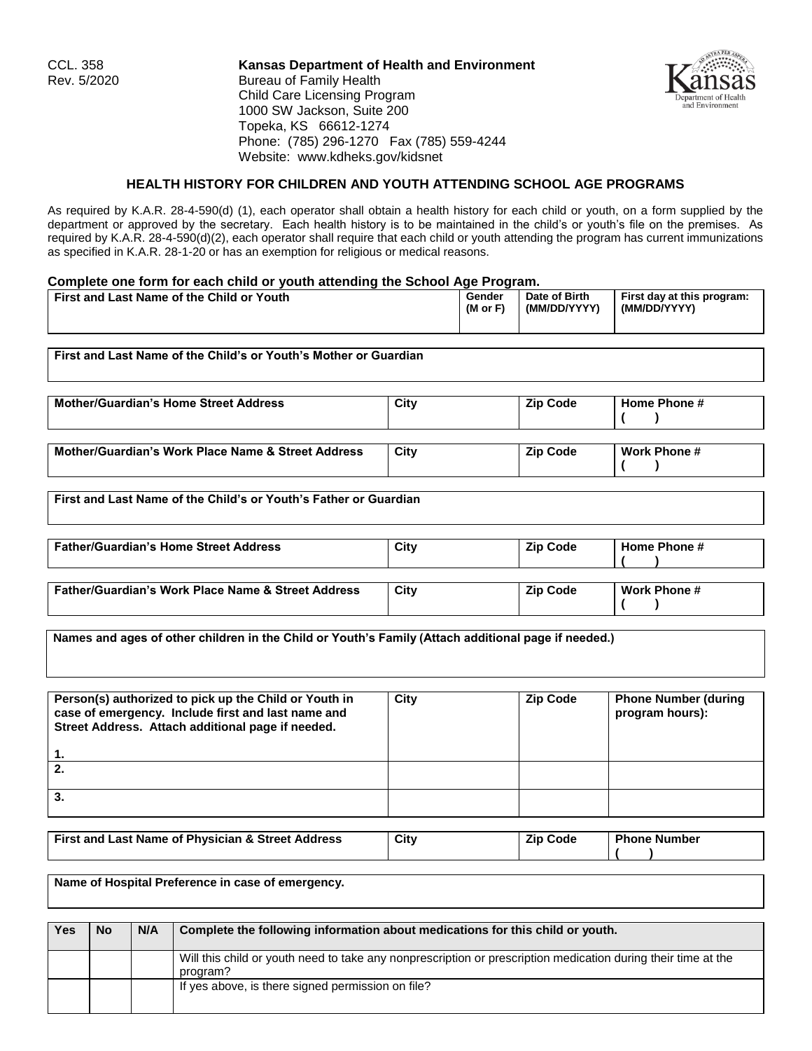CCL. 358
Rev. 5/2020

**Kansas Department of Health and Environment**
Bureau of Family Health
Child Care Licensing Program
1000 SW Jackson, Suite 200
Topeka, KS 66612-1274
Phone: (785) 296-1270 Fax (785) 559-4244
Website: www.kdheks.gov/kidsnet

## HEALTH HISTORY FOR CHILDREN AND YOUTH ATTENDING SCHOOL AGE PROGRAMS

As required by K.A.R. 28-4-590(d) (1), each operator shall obtain a health history for each child or youth, on a form supplied by the department or approved by the secretary. Each health history is to be maintained in the child's or youth's file on the premises. As required by K.A.R. 28-4-590(d)(2), each operator shall require that each child or youth attending the program has current immunizations as specified in K.A.R. 28-1-20 or has an exemption for religious or medical reasons.

**Complete one form for each child or youth attending the School Age Program.**

| First and Last Name of the Child or Youth | Gender (M or F) | Date of Birth (MM/DD/YYYY) | First day at this program: (MM/DD/YYYY) |
|---|---|---|---|
| | | | |

| First and Last Name of the Child's or Youth's Mother or Guardian |
|---|
| |

| Mother/Guardian's Home Street Address | City | Zip Code | Home Phone # ( ) |
|---|---|---|---|
| | | | |

| Mother/Guardian's Work Place Name & Street Address | City | Zip Code | Work Phone # ( ) |
|---|---|---|---|
| | | | |

| First and Last Name of the Child's or Youth's Father or Guardian |
|---|
| |

| Father/Guardian's Home Street Address | City | Zip Code | Home Phone # ( ) |
|---|---|---|---|
| | | | |

| Father/Guardian's Work Place Name & Street Address | City | Zip Code | Work Phone # ( ) |
|---|---|---|---|
| | | | |

| Names and ages of other children in the Child or Youth's Family (Attach additional page if needed.) |
|---|
| |

| Person(s) authorized to pick up the Child or Youth in case of emergency. Include first and last name and Street Address. Attach additional page if needed. | City | Zip Code | Phone Number (during program hours): |
|---|---|---|---|
| 1. | | | |
| 2. | | | |
| 3. | | | |

| First and Last Name of Physician & Street Address | City | Zip Code | Phone Number ( ) |
|---|---|---|---|
| | | | |

| Name of Hospital Preference in case of emergency. |
|---|
| |

| Yes | No | N/A | Complete the following information about medications for this child or youth. |
|---|---|---|---|
| | | | Will this child or youth need to take any nonprescription or prescription medication during their time at the program? |
| | | | If yes above, is there signed permission on file? |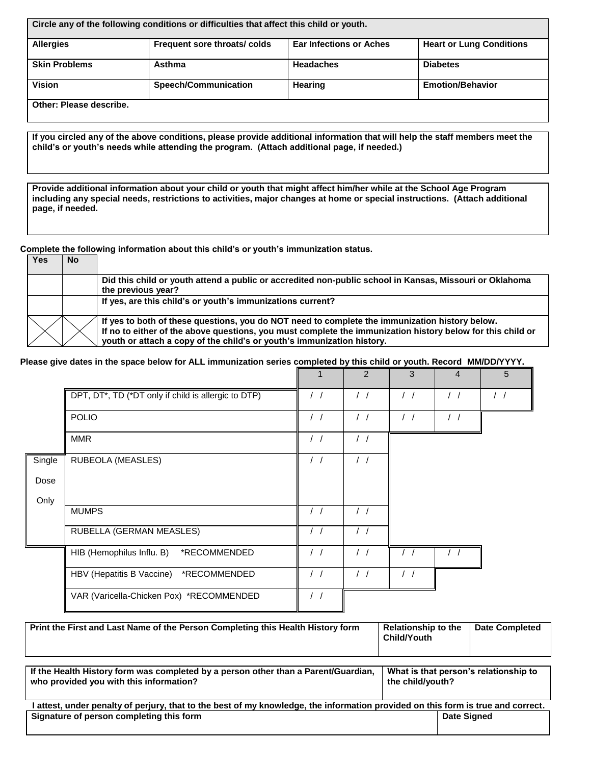| Circle any of the following conditions or difficulties that affect this child or youth. | | | |
|---|---|---|---|
| **Allergies** | **Frequent sore throats/ colds** | **Ear Infections or Aches** | **Heart or Lung Conditions** |
| **Skin Problems** | **Asthma** | **Headaches** | **Diabetes** |
| **Vision** | **Speech/Communication** | **Hearing** | **Emotion/Behavior** |
| **Other: Please describe.** | | | |

**If you circled any of the above conditions, please provide additional information that will help the staff members meet the child's or youth's needs while attending the program. (Attach additional page, if needed.)**

**Provide additional information about your child or youth that might affect him/her while at the School Age Program including any special needs, restrictions to activities, major changes at home or special instructions. (Attach additional page, if needed.**

**Complete the following information about this child's or youth's immunization status.**

| Yes | No | |
|---|---|---|
| | | **Did this child or youth attend a public or accredited non-public school in Kansas, Missouri or Oklahoma the previous year?** |
| | | **If yes, are this child's or youth's immunizations current?** |
| X | X | **If yes to both of these questions, you do NOT need to complete the immunization history below. If no to either of the above questions, you must complete the immunization history below for this child or youth or attach a copy of the child's or youth's immunization history.** |

**Please give dates in the space below for ALL immunization series completed by this child or youth. Record MM/DD/YYYY.**

| | | 1 | 2 | 3 | 4 | 5 |
|---|---|---|---|---|---|---|
| | DPT, DT*, TD (*DT only if child is allergic to DTP) | / / | / / | / / | / / | / / |
| | POLIO | / / | / / | / / | / / | |
| | MMR | / / | / / | | | |
| Single Dose Only | RUBEOLA (MEASLES) | / / | / / | | | |
| | MUMPS | / / | / / | | | |
| | RUBELLA (GERMAN MEASLES) | / / | / / | | | |
| | HIB (Hemophilus Influ. B) *RECOMMENDED | / / | / / | / / | / / | |
| | HBV (Hepatitis B Vaccine) *RECOMMENDED | / / | / / | / / | | |
| | VAR (Varicella-Chicken Pox) *RECOMMENDED | / / | | | | |

| Print the First and Last Name of the Person Completing this Health History form | Relationship to the Child/Youth | Date Completed |
|---|---|---|
| | | |

| If the Health History form was completed by a person other than a Parent/Guardian, who provided you with this information? | What is that person's relationship to the child/youth? |
|---|---|
| | |

**I attest, under penalty of perjury, that to the best of my knowledge, the information provided on this form is true and correct.**

| Signature of person completing this form | Date Signed |
|---|---|
| | |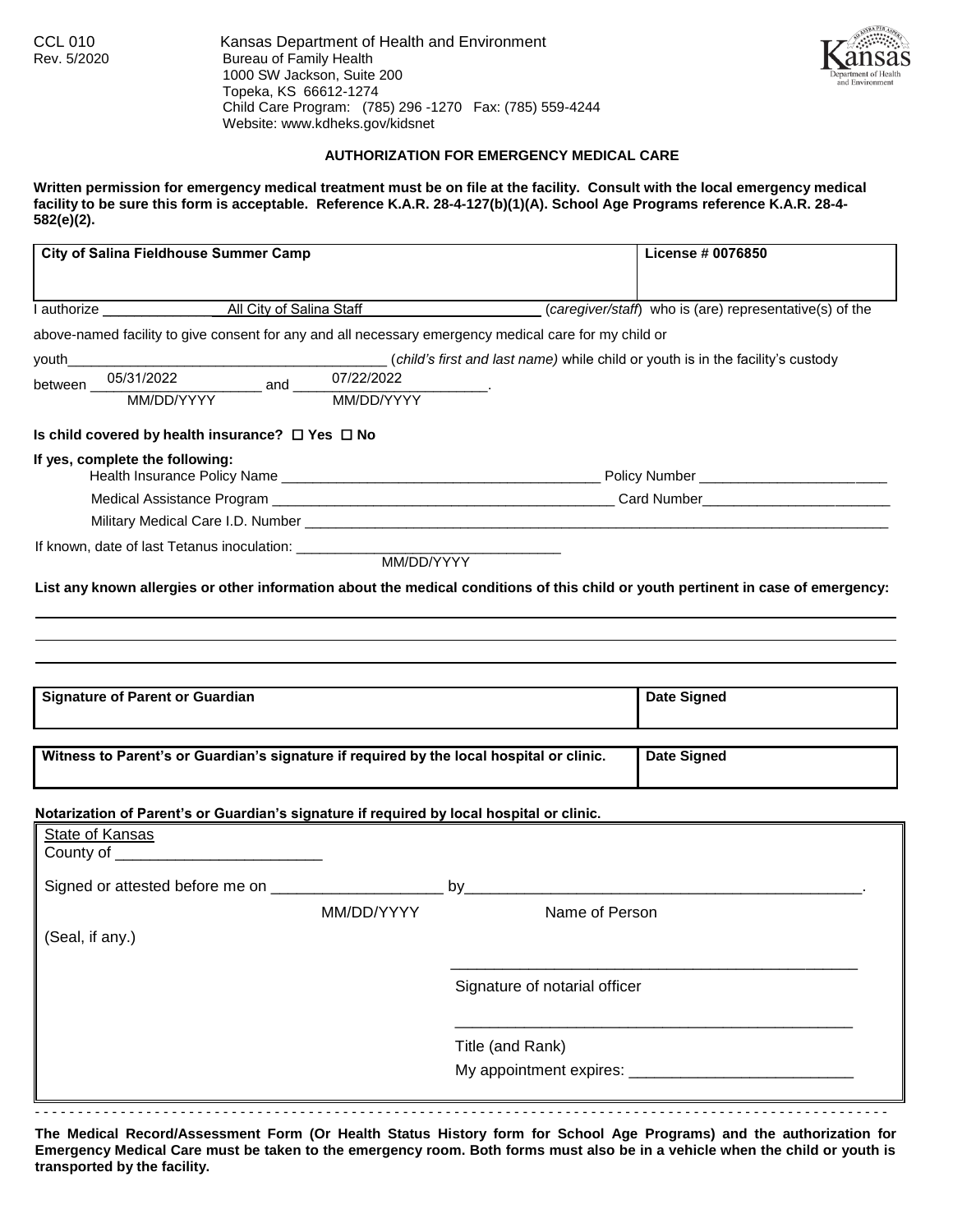CCL 010
Rev. 5/2020

Kansas Department of Health and Environment
Bureau of Family Health
1000 SW Jackson, Suite 200
Topeka, KS 66612-1274
Child Care Program: (785) 296 -1270 Fax: (785) 559-4244
Website: www.kdheks.gov/kidsnet

## AUTHORIZATION FOR EMERGENCY MEDICAL CARE

**Written permission for emergency medical treatment must be on file at the facility. Consult with the local emergency medical facility to be sure this form is acceptable. Reference K.A.R. 28-4-127(b)(1)(A). School Age Programs reference K.A.R. 28-4-582(e)(2).**

| | |
|---|---|
| **City of Salina Fieldhouse Summer Camp** | **License # 0076850** |

I authorize ____All City of Salina Staff____ (*caregiver/staff*) who is (are) representative(s) of the above-named facility to give consent for any and all necessary emergency medical care for my child or youth__________________________ (*child's first and last name)* while child or youth is in the facility's custody between 05/31/2022 and 07/22/2022.
MM/DD/YYYY MM/DD/YYYY

**Is child covered by health insurance? ☐ Yes ☐ No**

**If yes, complete the following:**

Health Insurance Policy Name __________________________ Policy Number __________________

Medical Assistance Program __________________________ Card Number__________________

Military Medical Care I.D. Number __________________________

If known, date of last Tetanus inoculation: __________________
MM/DD/YYYY

**List any known allergies or other information about the medical conditions of this child or youth pertinent in case of emergency:**

______________________________________________

______________________________________________

______________________________________________

| | |
|---|---|
| **Signature of Parent or Guardian** | **Date Signed** |

| | |
|---|---|
| **Witness to Parent's or Guardian's signature if required by the local hospital or clinic.** | **Date Signed** |

**Notarization of Parent's or Guardian's signature if required by local hospital or clinic.**

State of Kansas
County of ________________________

Signed or attested before me on ____________________ by______________________________.
MM/DD/YYYY Name of Person

(Seal, if any.)

______________________________________________
Signature of notarial officer

______________________________________________
Title (and Rank)

My appointment expires: __________________________

**The Medical Record/Assessment Form (Or Health Status History form for School Age Programs) and the authorization for Emergency Medical Care must be taken to the emergency room. Both forms must also be in a vehicle when the child or youth is transported by the facility.**